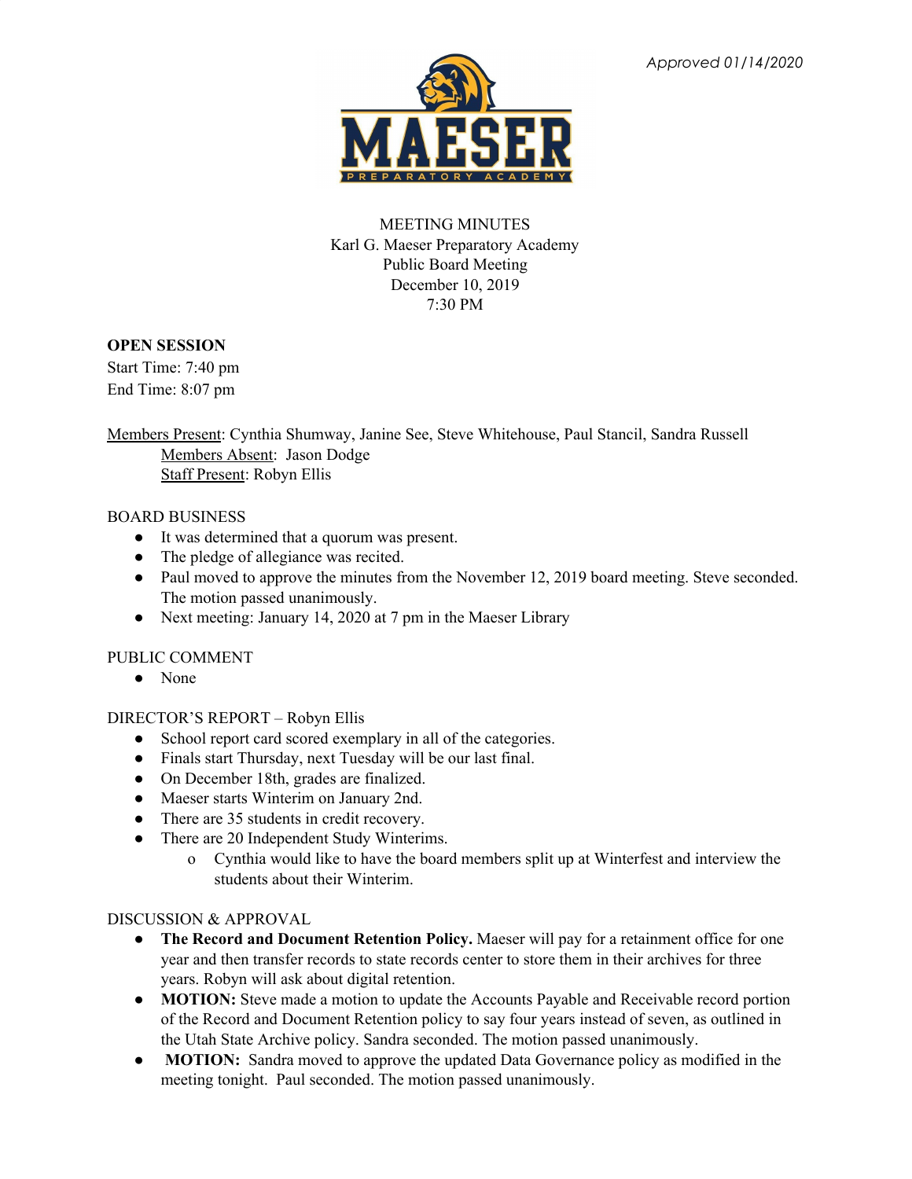*Approved 01/14/2020*

MEETING MINUTES
Karl G. Maeser Preparatory Academy
Public Board Meeting
December 10, 2019
7:30 PM

**OPEN SESSION**
Start Time: 7:40 pm
End Time: 8:07 pm

Members Present: Cynthia Shumway, Janine See, Steve Whitehouse, Paul Stancil, Sandra Russell
Members Absent: Jason Dodge
Staff Present: Robyn Ellis

BOARD BUSINESS

- It was determined that a quorum was present.
- The pledge of allegiance was recited.
- Paul moved to approve the minutes from the November 12, 2019 board meeting. Steve seconded. The motion passed unanimously.
- Next meeting: January 14, 2020 at 7 pm in the Maeser Library

PUBLIC COMMENT

- None

DIRECTOR'S REPORT – Robyn Ellis

- School report card scored exemplary in all of the categories.
- Finals start Thursday, next Tuesday will be our last final.
- On December 18th, grades are finalized.
- Maeser starts Winterim on January 2nd.
- There are 35 students in credit recovery.
- There are 20 Independent Study Winterims.
  - Cynthia would like to have the board members split up at Winterfest and interview the students about their Winterim.

DISCUSSION & APPROVAL

- **The Record and Document Retention Policy.** Maeser will pay for a retainment office for one year and then transfer records to state records center to store them in their archives for three years. Robyn will ask about digital retention.
- **MOTION:** Steve made a motion to update the Accounts Payable and Receivable record portion of the Record and Document Retention policy to say four years instead of seven, as outlined in the Utah State Archive policy. Sandra seconded. The motion passed unanimously.
- **MOTION:** Sandra moved to approve the updated Data Governance policy as modified in the meeting tonight. Paul seconded. The motion passed unanimously.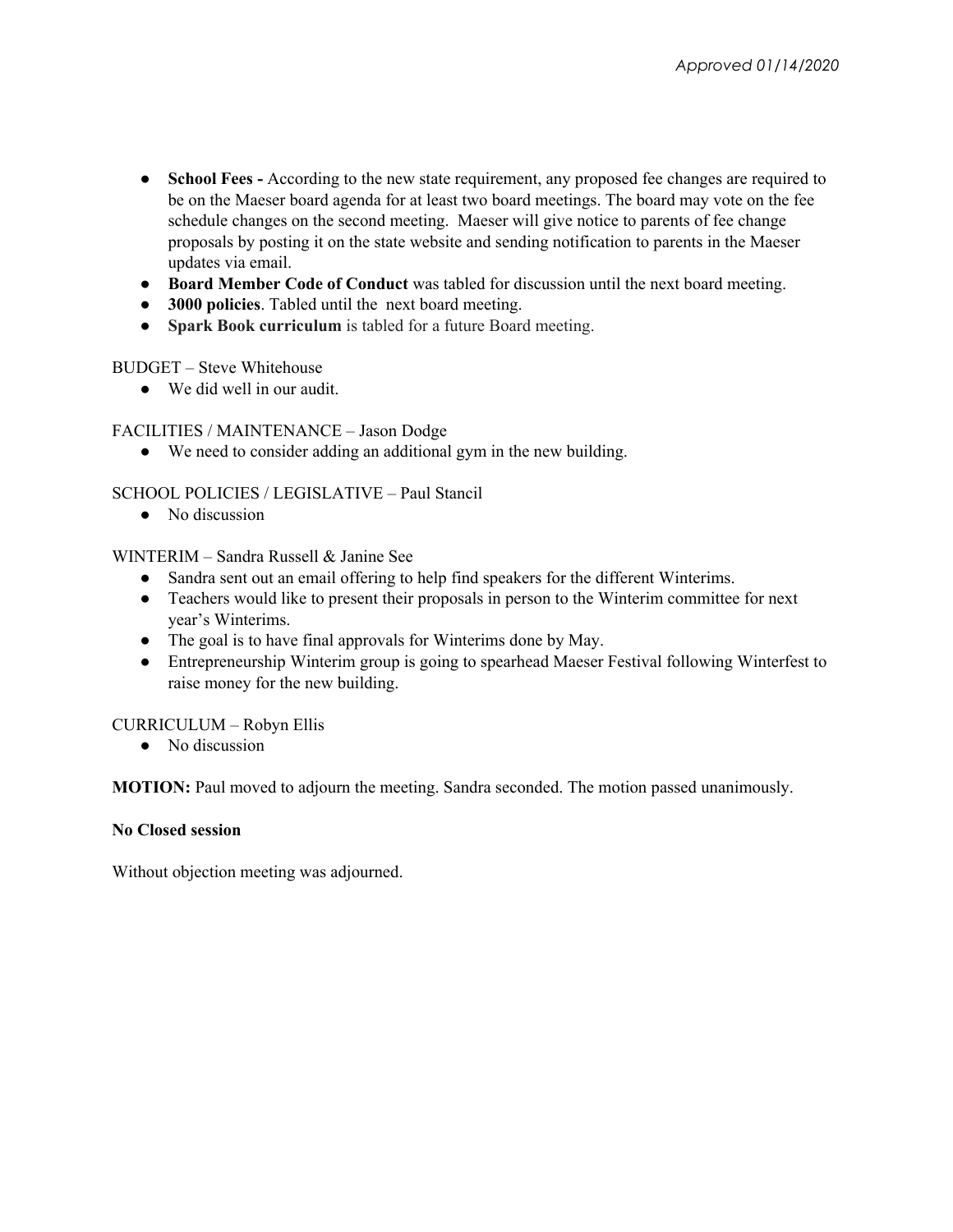*Approved 01/14/2020*

- **School Fees -** According to the new state requirement, any proposed fee changes are required to be on the Maeser board agenda for at least two board meetings. The board may vote on the fee schedule changes on the second meeting. Maeser will give notice to parents of fee change proposals by posting it on the state website and sending notification to parents in the Maeser updates via email.
- **Board Member Code of Conduct** was tabled for discussion until the next board meeting.
- **3000 policies**. Tabled until the next board meeting.
- **Spark Book curriculum** is tabled for a future Board meeting.

BUDGET – Steve Whitehouse

- We did well in our audit.

FACILITIES / MAINTENANCE – Jason Dodge

- We need to consider adding an additional gym in the new building.

SCHOOL POLICIES / LEGISLATIVE – Paul Stancil

- No discussion

WINTERIM – Sandra Russell & Janine See

- Sandra sent out an email offering to help find speakers for the different Winterims.
- Teachers would like to present their proposals in person to the Winterim committee for next year's Winterims.
- The goal is to have final approvals for Winterims done by May.
- Entrepreneurship Winterim group is going to spearhead Maeser Festival following Winterfest to raise money for the new building.

CURRICULUM – Robyn Ellis

- No discussion

**MOTION:** Paul moved to adjourn the meeting. Sandra seconded. The motion passed unanimously.

**No Closed session**

Without objection meeting was adjourned.